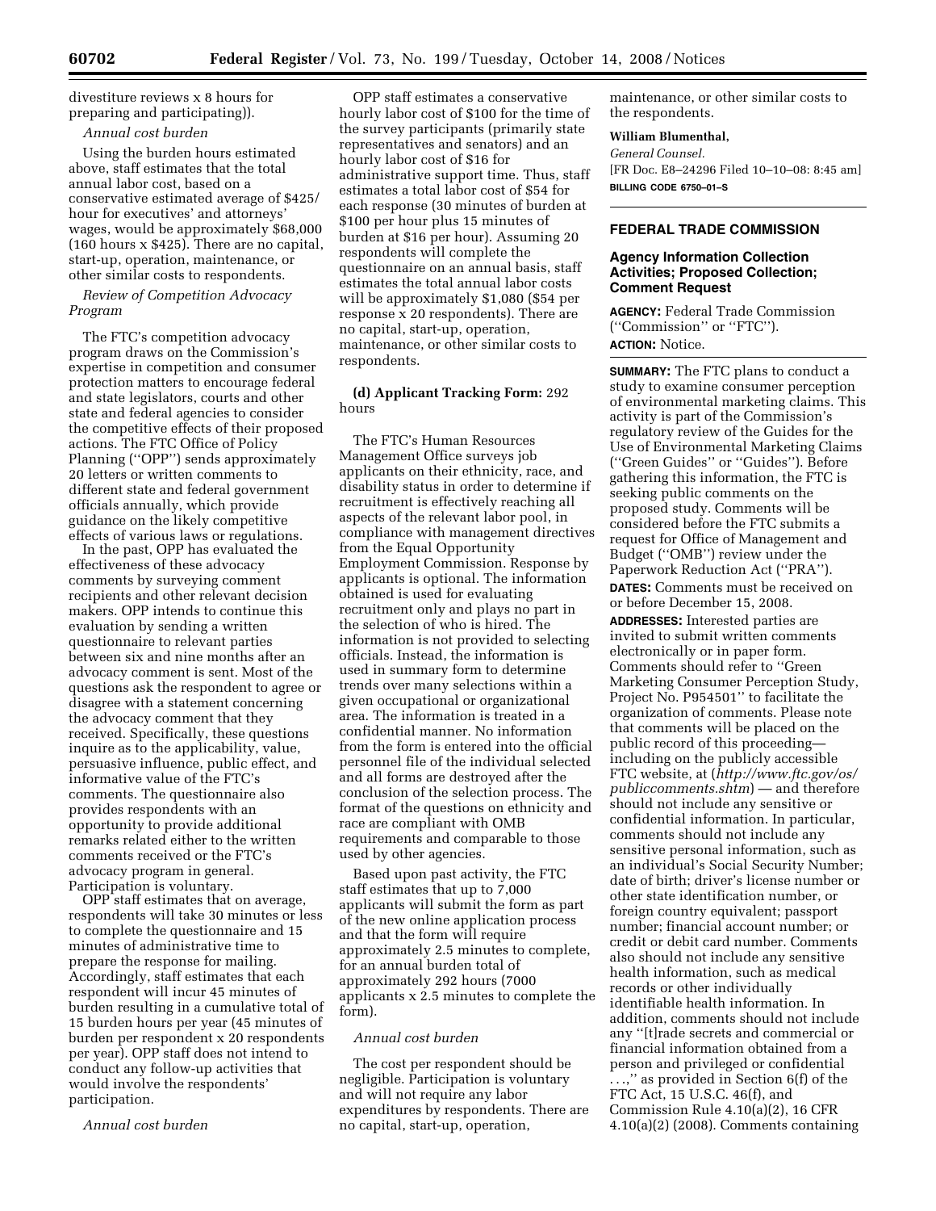divestiture reviews x 8 hours for preparing and participating)).

*Annual cost burden*

Using the burden hours estimated above, staff estimates that the total annual labor cost, based on a conservative estimated average of $425/hour for executives' and attorneys' wages, would be approximately $68,000 (160 hours x $425). There are no capital, start-up, operation, maintenance, or other similar costs to respondents.

*Review of Competition Advocacy Program*

The FTC's competition advocacy program draws on the Commission's expertise in competition and consumer protection matters to encourage federal and state legislators, courts and other state and federal agencies to consider the competitive effects of their proposed actions. The FTC Office of Policy Planning (''OPP'') sends approximately 20 letters or written comments to different state and federal government officials annually, which provide guidance on the likely competitive effects of various laws or regulations.

In the past, OPP has evaluated the effectiveness of these advocacy comments by surveying comment recipients and other relevant decision makers. OPP intends to continue this evaluation by sending a written questionnaire to relevant parties between six and nine months after an advocacy comment is sent. Most of the questions ask the respondent to agree or disagree with a statement concerning the advocacy comment that they received. Specifically, these questions inquire as to the applicability, value, persuasive influence, public effect, and informative value of the FTC's comments. The questionnaire also provides respondents with an opportunity to provide additional remarks related either to the written comments received or the FTC's advocacy program in general. Participation is voluntary.

OPP staff estimates that on average, respondents will take 30 minutes or less to complete the questionnaire and 15 minutes of administrative time to prepare the response for mailing. Accordingly, staff estimates that each respondent will incur 45 minutes of burden resulting in a cumulative total of 15 burden hours per year (45 minutes of burden per respondent x 20 respondents per year). OPP staff does not intend to conduct any follow-up activities that would involve the respondents' participation.

*Annual cost burden*

OPP staff estimates a conservative hourly labor cost of $100 for the time of the survey participants (primarily state representatives and senators) and an hourly labor cost of $16 for administrative support time. Thus, staff estimates a total labor cost of $54 for each response (30 minutes of burden at $100 per hour plus 15 minutes of burden at $16 per hour). Assuming 20 respondents will complete the questionnaire on an annual basis, staff estimates the total annual labor costs will be approximately $1,080 ($54 per response x 20 respondents). There are no capital, start-up, operation, maintenance, or other similar costs to respondents.

**(d) Applicant Tracking Form:** 292 hours

The FTC's Human Resources Management Office surveys job applicants on their ethnicity, race, and disability status in order to determine if recruitment is effectively reaching all aspects of the relevant labor pool, in compliance with management directives from the Equal Opportunity Employment Commission. Response by applicants is optional. The information obtained is used for evaluating recruitment only and plays no part in the selection of who is hired. The information is not provided to selecting officials. Instead, the information is used in summary form to determine trends over many selections within a given occupational or organizational area. The information is treated in a confidential manner. No information from the form is entered into the official personnel file of the individual selected and all forms are destroyed after the conclusion of the selection process. The format of the questions on ethnicity and race are compliant with OMB requirements and comparable to those used by other agencies.

Based upon past activity, the FTC staff estimates that up to 7,000 applicants will submit the form as part of the new online application process and that the form will require approximately 2.5 minutes to complete, for an annual burden total of approximately 292 hours (7000 applicants x 2.5 minutes to complete the form).

*Annual cost burden*

The cost per respondent should be negligible. Participation is voluntary and will not require any labor expenditures by respondents. There are no capital, start-up, operation, maintenance, or other similar costs to the respondents.

**William Blumenthal,**

*General Counsel.*

[FR Doc. E8–24296 Filed 10–10–08: 8:45 am]

**BILLING CODE 6750–01–S**

## FEDERAL TRADE COMMISSION

### Agency Information Collection Activities; Proposed Collection; Comment Request

**AGENCY:** Federal Trade Commission (''Commission'' or ''FTC'').

**ACTION:** Notice.

**SUMMARY:** The FTC plans to conduct a study to examine consumer perception of environmental marketing claims. This activity is part of the Commission's regulatory review of the Guides for the Use of Environmental Marketing Claims (''Green Guides'' or ''Guides''). Before gathering this information, the FTC is seeking public comments on the proposed study. Comments will be considered before the FTC submits a request for Office of Management and Budget (''OMB'') review under the Paperwork Reduction Act (''PRA'').

**DATES:** Comments must be received on or before December 15, 2008.

**ADDRESSES:** Interested parties are invited to submit written comments electronically or in paper form. Comments should refer to ''Green Marketing Consumer Perception Study, Project No. P954501'' to facilitate the organization of comments. Please note that comments will be placed on the public record of this proceeding—including on the publicly accessible FTC website, at (*http://www.ftc.gov/os/publiccomments.shtm*) — and therefore should not include any sensitive or confidential information. In particular, comments should not include any sensitive personal information, such as an individual's Social Security Number; date of birth; driver's license number or other state identification number, or foreign country equivalent; passport number; financial account number; or credit or debit card number. Comments also should not include any sensitive health information, such as medical records or other individually identifiable health information. In addition, comments should not include any ''[t]rade secrets and commercial or financial information obtained from a person and privileged or confidential . . .,'' as provided in Section 6(f) of the FTC Act, 15 U.S.C. 46(f), and Commission Rule 4.10(a)(2), 16 CFR 4.10(a)(2) (2008). Comments containing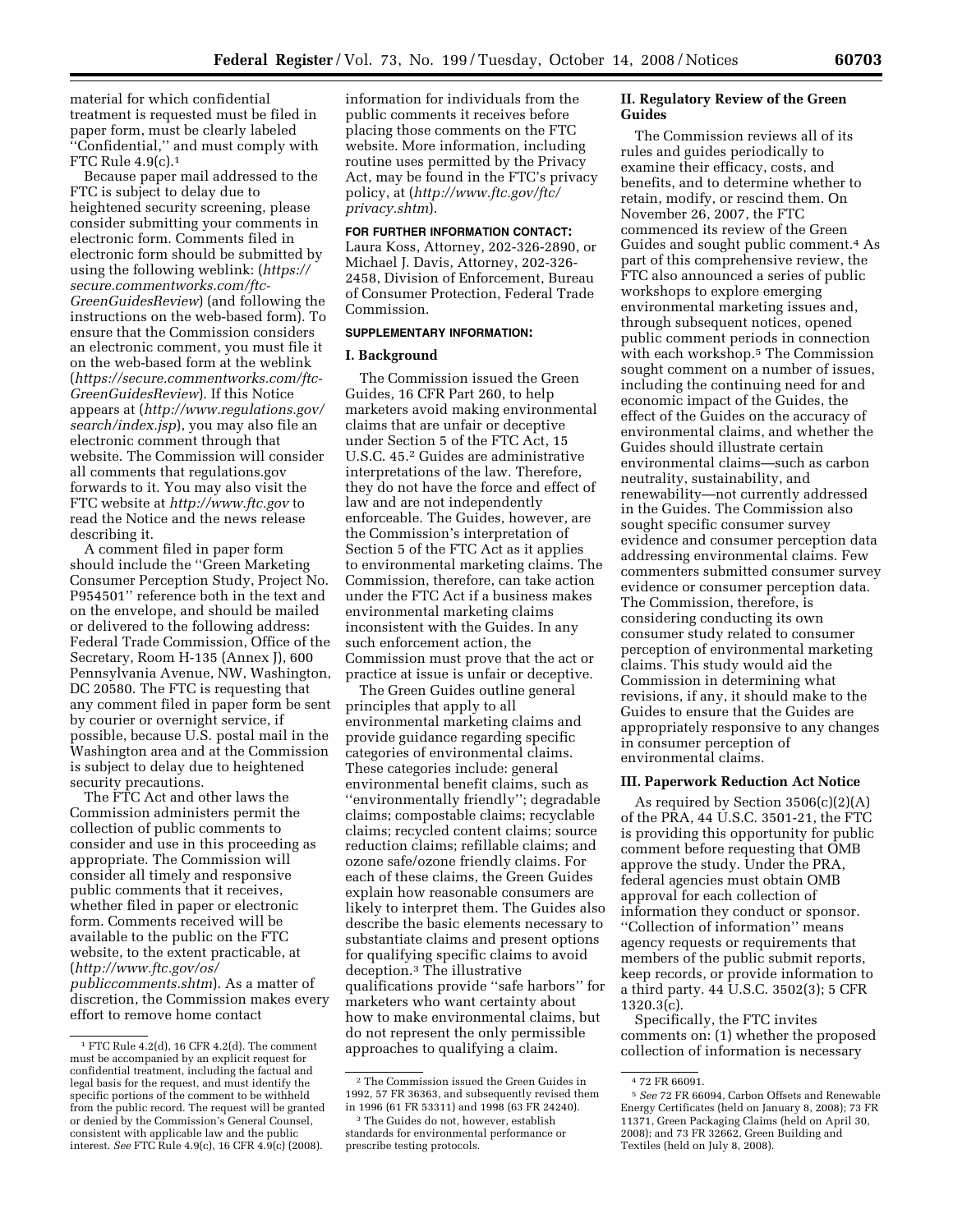material for which confidential treatment is requested must be filed in paper form, must be clearly labeled ''Confidential,'' and must comply with FTC Rule 4.9(c).[1]

Because paper mail addressed to the FTC is subject to delay due to heightened security screening, please consider submitting your comments in electronic form. Comments filed in electronic form should be submitted by using the following weblink: (*https://secure.commentworks.com/ftc-GreenGuidesReview*) (and following the instructions on the web-based form). To ensure that the Commission considers an electronic comment, you must file it on the web-based form at the weblink (*https://secure.commentworks.com/ftc-GreenGuidesReview*). If this Notice appears at (*http://www.regulations.gov/search/index.jsp*), you may also file an electronic comment through that website. The Commission will consider all comments that regulations.gov forwards to it. You may also visit the FTC website at *http://www.ftc.gov* to read the Notice and the news release describing it.

A comment filed in paper form should include the ''Green Marketing Consumer Perception Study, Project No. P954501'' reference both in the text and on the envelope, and should be mailed or delivered to the following address: Federal Trade Commission, Office of the Secretary, Room H-135 (Annex J), 600 Pennsylvania Avenue, NW, Washington, DC 20580. The FTC is requesting that any comment filed in paper form be sent by courier or overnight service, if possible, because U.S. postal mail in the Washington area and at the Commission is subject to delay due to heightened security precautions.

The FTC Act and other laws the Commission administers permit the collection of public comments to consider and use in this proceeding as appropriate. The Commission will consider all timely and responsive public comments that it receives, whether filed in paper or electronic form. Comments received will be available to the public on the FTC website, to the extent practicable, at (*http://www.ftc.gov/os/publiccomments.shtm*). As a matter of discretion, the Commission makes every effort to remove home contact information for individuals from the public comments it receives before placing those comments on the FTC website. More information, including routine uses permitted by the Privacy Act, may be found in the FTC's privacy policy, at (*http://www.ftc.gov/ftc/privacy.shtm*).

**FOR FURTHER INFORMATION CONTACT:** Laura Koss, Attorney, 202-326-2890, or Michael J. Davis, Attorney, 202-326-2458, Division of Enforcement, Bureau of Consumer Protection, Federal Trade Commission.

**SUPPLEMENTARY INFORMATION:**

## I. Background

The Commission issued the Green Guides, 16 CFR Part 260, to help marketers avoid making environmental claims that are unfair or deceptive under Section 5 of the FTC Act, 15 U.S.C. 45.[2] Guides are administrative interpretations of the law. Therefore, they do not have the force and effect of law and are not independently enforceable. The Guides, however, are the Commission's interpretation of Section 5 of the FTC Act as it applies to environmental marketing claims. The Commission, therefore, can take action under the FTC Act if a business makes environmental marketing claims inconsistent with the Guides. In any such enforcement action, the Commission must prove that the act or practice at issue is unfair or deceptive.

The Green Guides outline general principles that apply to all environmental marketing claims and provide guidance regarding specific categories of environmental claims. These categories include: general environmental benefit claims, such as ''environmentally friendly''; degradable claims; compostable claims; recyclable claims; recycled content claims; source reduction claims; refillable claims; and ozone safe/ozone friendly claims. For each of these claims, the Green Guides explain how reasonable consumers are likely to interpret them. The Guides also describe the basic elements necessary to substantiate claims and present options for qualifying specific claims to avoid deception.[3] The illustrative qualifications provide ''safe harbors'' for marketers who want certainty about how to make environmental claims, but do not represent the only permissible approaches to qualifying a claim.

## II. Regulatory Review of the Green Guides

The Commission reviews all of its rules and guides periodically to examine their efficacy, costs, and benefits, and to determine whether to retain, modify, or rescind them. On November 26, 2007, the FTC commenced its review of the Green Guides and sought public comment.[4] As part of this comprehensive review, the FTC also announced a series of public workshops to explore emerging environmental marketing issues and, through subsequent notices, opened public comment periods in connection with each workshop.[5] The Commission sought comment on a number of issues, including the continuing need for and economic impact of the Guides, the effect of the Guides on the accuracy of environmental claims, and whether the Guides should illustrate certain environmental claims—such as carbon neutrality, sustainability, and renewability—not currently addressed in the Guides. The Commission also sought specific consumer survey evidence and consumer perception data addressing environmental claims. Few commenters submitted consumer survey evidence or consumer perception data. The Commission, therefore, is considering conducting its own consumer study related to consumer perception of environmental marketing claims. This study would aid the Commission in determining what revisions, if any, it should make to the Guides to ensure that the Guides are appropriately responsive to any changes in consumer perception of environmental claims.

## III. Paperwork Reduction Act Notice

As required by Section 3506(c)(2)(A) of the PRA, 44 U.S.C. 3501-21, the FTC is providing this opportunity for public comment before requesting that OMB approve the study. Under the PRA, federal agencies must obtain OMB approval for each collection of information they conduct or sponsor. ''Collection of information'' means agency requests or requirements that members of the public submit reports, keep records, or provide information to a third party. 44 U.S.C. 3502(3); 5 CFR 1320.3(c).

Specifically, the FTC invites comments on: (1) whether the proposed collection of information is necessary

---

[1] FTC Rule 4.2(d), 16 CFR 4.2(d). The comment must be accompanied by an explicit request for confidential treatment, including the factual and legal basis for the request, and must identify the specific portions of the comment to be withheld from the public record. The request will be granted or denied by the Commission's General Counsel, consistent with applicable law and the public interest. *See* FTC Rule 4.9(c), 16 CFR 4.9(c) (2008).

[2] The Commission issued the Green Guides in 1992, 57 FR 36363, and subsequently revised them in 1996 (61 FR 53311) and 1998 (63 FR 24240).

[3] The Guides do not, however, establish standards for environmental performance or prescribe testing protocols.

[4] 72 FR 66091.

[5] *See* 72 FR 66094, Carbon Offsets and Renewable Energy Certificates (held on January 8, 2008); 73 FR 11371, Green Packaging Claims (held on April 30, 2008); and 73 FR 32662, Green Building and Textiles (held on July 8, 2008).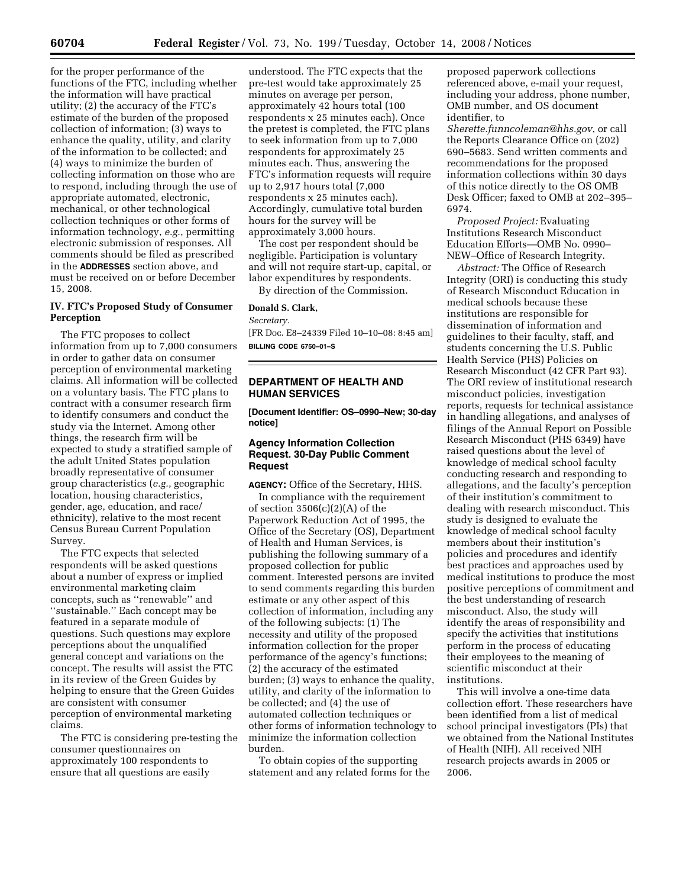for the proper performance of the functions of the FTC, including whether the information will have practical utility; (2) the accuracy of the FTC's estimate of the burden of the proposed collection of information; (3) ways to enhance the quality, utility, and clarity of the information to be collected; and (4) ways to minimize the burden of collecting information on those who are to respond, including through the use of appropriate automated, electronic, mechanical, or other technological collection techniques or other forms of information technology, *e.g.*, permitting electronic submission of responses. All comments should be filed as prescribed in the **ADDRESSES** section above, and must be received on or before December 15, 2008.

### IV. FTC's Proposed Study of Consumer Perception

The FTC proposes to collect information from up to 7,000 consumers in order to gather data on consumer perception of environmental marketing claims. All information will be collected on a voluntary basis. The FTC plans to contract with a consumer research firm to identify consumers and conduct the study via the Internet. Among other things, the research firm will be expected to study a stratified sample of the adult United States population broadly representative of consumer group characteristics (*e.g.*, geographic location, housing characteristics, gender, age, education, and race/ethnicity), relative to the most recent Census Bureau Current Population Survey.

The FTC expects that selected respondents will be asked questions about a number of express or implied environmental marketing claim concepts, such as ''renewable'' and ''sustainable.'' Each concept may be featured in a separate module of questions. Such questions may explore perceptions about the unqualified general concept and variations on the concept. The results will assist the FTC in its review of the Green Guides by helping to ensure that the Green Guides are consistent with consumer perception of environmental marketing claims.

The FTC is considering pre-testing the consumer questionnaires on approximately 100 respondents to ensure that all questions are easily understood. The FTC expects that the pre-test would take approximately 25 minutes on average per person, approximately 42 hours total (100 respondents x 25 minutes each). Once the pretest is completed, the FTC plans to seek information from up to 7,000 respondents for approximately 25 minutes each. Thus, answering the FTC's information requests will require up to 2,917 hours total (7,000 respondents x 25 minutes each). Accordingly, cumulative total burden hours for the survey will be approximately 3,000 hours.

The cost per respondent should be negligible. Participation is voluntary and will not require start-up, capital, or labor expenditures by respondents.

By direction of the Commission.

**Donald S. Clark,**

*Secretary.*

[FR Doc. E8–24339 Filed 10–10–08: 8:45 am]

**BILLING CODE 6750–01–S**

## DEPARTMENT OF HEALTH AND HUMAN SERVICES

**[Document Identifier: OS–0990–New; 30-day notice]**

### Agency Information Collection Request. 30-Day Public Comment Request

**AGENCY:** Office of the Secretary, HHS.

In compliance with the requirement of section 3506(c)(2)(A) of the Paperwork Reduction Act of 1995, the Office of the Secretary (OS), Department of Health and Human Services, is publishing the following summary of a proposed collection for public comment. Interested persons are invited to send comments regarding this burden estimate or any other aspect of this collection of information, including any of the following subjects: (1) The necessity and utility of the proposed information collection for the proper performance of the agency's functions; (2) the accuracy of the estimated burden; (3) ways to enhance the quality, utility, and clarity of the information to be collected; and (4) the use of automated collection techniques or other forms of information technology to minimize the information collection burden.

To obtain copies of the supporting statement and any related forms for the proposed paperwork collections referenced above, e-mail your request, including your address, phone number, OMB number, and OS document identifier, to *Sherette.funncoleman@hhs.gov*, or call the Reports Clearance Office on (202) 690–5683. Send written comments and recommendations for the proposed information collections within 30 days of this notice directly to the OS OMB Desk Officer; faxed to OMB at 202–395–6974.

*Proposed Project:* Evaluating Institutions Research Misconduct Education Efforts—OMB No. 0990–NEW—Office of Research Integrity.

*Abstract:* The Office of Research Integrity (ORI) is conducting this study of Research Misconduct Education in medical schools because these institutions are responsible for dissemination of information and guidelines to their faculty, staff, and students concerning the U.S. Public Health Service (PHS) Policies on Research Misconduct (42 CFR Part 93). The ORI review of institutional research misconduct policies, investigation reports, requests for technical assistance in handling allegations, and analyses of filings of the Annual Report on Possible Research Misconduct (PHS 6349) have raised questions about the level of knowledge of medical school faculty conducting research and responding to allegations, and the faculty's perception of their institution's commitment to dealing with research misconduct. This study is designed to evaluate the knowledge of medical school faculty members about their institution's policies and procedures and identify best practices and approaches used by medical institutions to produce the most positive perceptions of commitment and the best understanding of research misconduct. Also, the study will identify the areas of responsibility and specify the activities that institutions perform in the process of educating their employees to the meaning of scientific misconduct at their institutions.

This will involve a one-time data collection effort. These researchers have been identified from a list of medical school principal investigators (PIs) that we obtained from the National Institutes of Health (NIH). All received NIH research projects awards in 2005 or 2006.